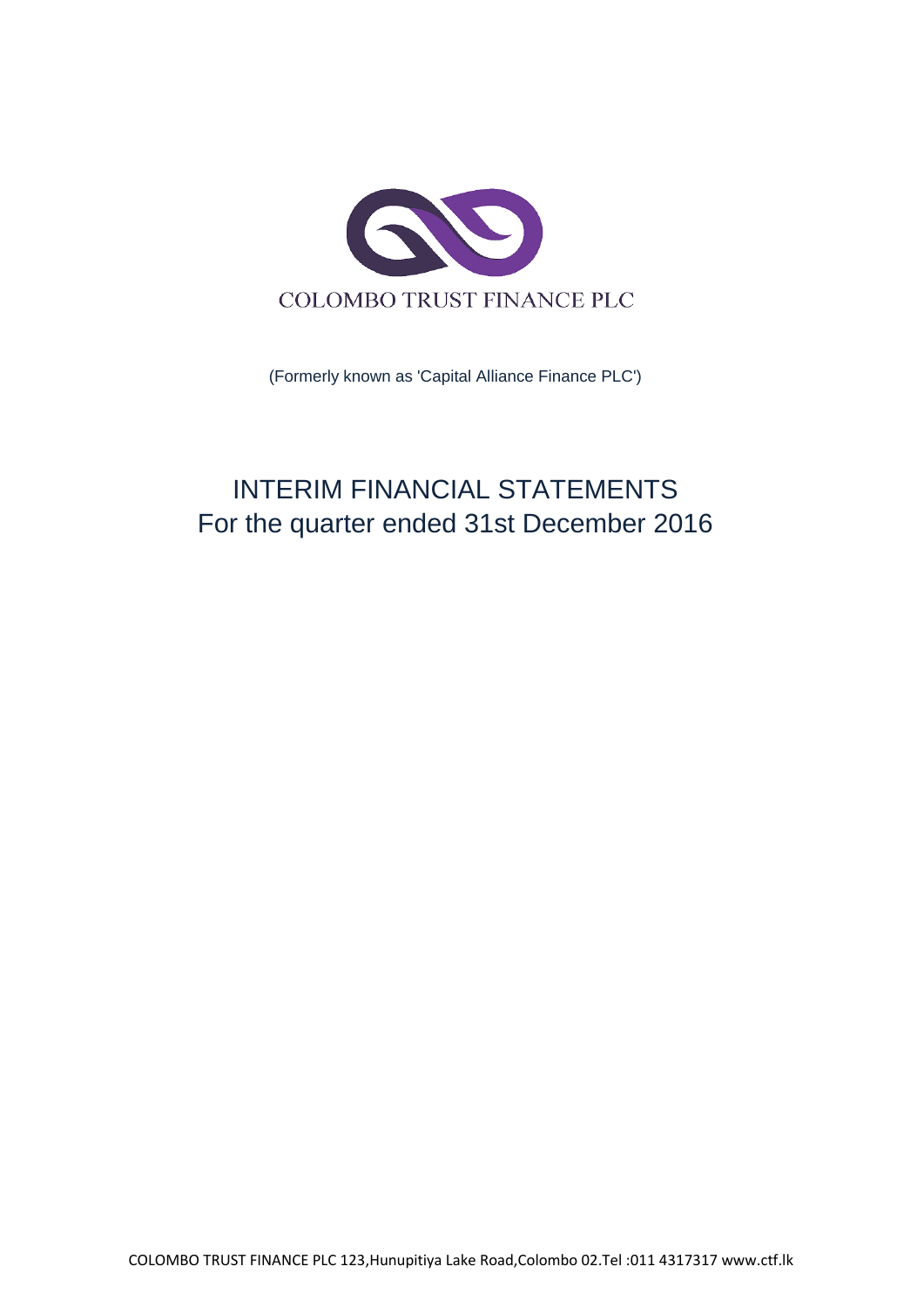COLOMBO TRUST FINANCE PLC

(Formerly known as 'Capital Alliance Finance PLC')

# INTERIM FINANCIAL STATEMENTS
## For the quarter ended 31st December 2016

COLOMBO TRUST FINANCE PLC 123,Hunupitiya Lake Road,Colombo 02.Tel :011 4317317 www.ctf.lk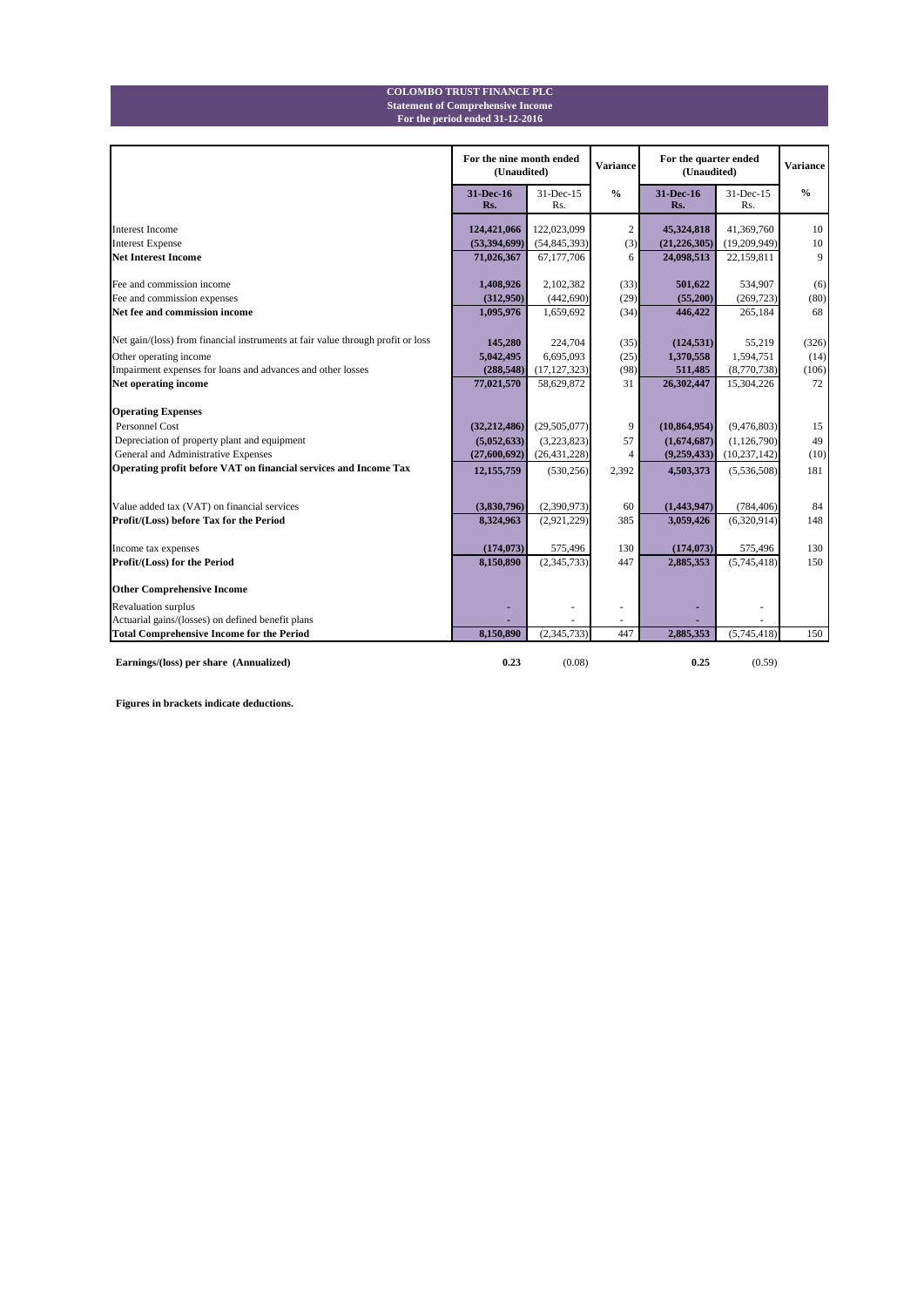**COLOMBO TRUST FINANCE PLC**
**Statement of Comprehensive Income**
**For the period ended 31-12-2016**

| | For the nine month ended (Unaudited) | | Variance | For the quarter ended (Unaudited) | | Variance |
|---|---|---|---|---|---|---|
| | **31-Dec-16 Rs.** | 31-Dec-15 Rs. | **%** | **31-Dec-16 Rs.** | 31-Dec-15 Rs. | **%** |
| Interest Income | **124,421,066** | 122,023,099 | 2 | **45,324,818** | 41,369,760 | 10 |
| Interest Expense | **(53,394,699)** | (54,845,393) | (3) | **(21,226,305)** | (19,209,949) | 10 |
| **Net Interest Income** | **71,026,367** | 67,177,706 | 6 | **24,098,513** | 22,159,811 | 9 |
| Fee and commission income | **1,408,926** | 2,102,382 | (33) | **501,622** | 534,907 | (6) |
| Fee and commission expenses | **(312,950)** | (442,690) | (29) | **(55,200)** | (269,723) | (80) |
| **Net fee and commission income** | **1,095,976** | 1,659,692 | (34) | **446,422** | 265,184 | 68 |
| Net gain/(loss) from financial instruments at fair value through profit or loss | **145,280** | 224,704 | (35) | **(124,531)** | 55,219 | (326) |
| Other operating income | **5,042,495** | 6,695,093 | (25) | **1,370,558** | 1,594,751 | (14) |
| Impairment expenses for loans and advances and other losses | **(288,548)** | (17,127,323) | (98) | **511,485** | (8,770,738) | (106) |
| **Net operating income** | **77,021,570** | 58,629,872 | 31 | **26,302,447** | 15,304,226 | 72 |
| **Operating Expenses** | | | | | | |
| Personnel Cost | **(32,212,486)** | (29,505,077) | 9 | **(10,864,954)** | (9,476,803) | 15 |
| Depreciation of property plant and equipment | **(5,052,633)** | (3,223,823) | 57 | **(1,674,687)** | (1,126,790) | 49 |
| General and Administrative Expenses | **(27,600,692)** | (26,431,228) | 4 | **(9,259,433)** | (10,237,142) | (10) |
| **Operating profit before VAT on financial services and Income Tax** | **12,155,759** | (530,256) | 2,392 | **4,503,373** | (5,536,508) | 181 |
| Value added tax (VAT) on financial services | **(3,830,796)** | (2,390,973) | 60 | **(1,443,947)** | (784,406) | 84 |
| **Profit/(Loss) before Tax for the Period** | **8,324,963** | (2,921,229) | 385 | **3,059,426** | (6,320,914) | 148 |
| Income tax expenses | **(174,073)** | 575,496 | 130 | **(174,073)** | 575,496 | 130 |
| **Profit/(Loss) for the Period** | **8,150,890** | (2,345,733) | 447 | **2,885,353** | (5,745,418) | 150 |
| **Other Comprehensive Income** | | | | | | |
| Revaluation surplus | - | - | - | - | - | |
| Actuarial gains/(losses) on defined benefit plans | - | - | - | - | - | |
| **Total Comprehensive Income for the Period** | **8,150,890** | (2,345,733) | 447 | **2,885,353** | (5,745,418) | 150 |
| **Earnings/(loss) per share (Annualized)** | **0.23** | (0.08) | | **0.25** | (0.59) | |

**Figures in brackets indicate deductions.**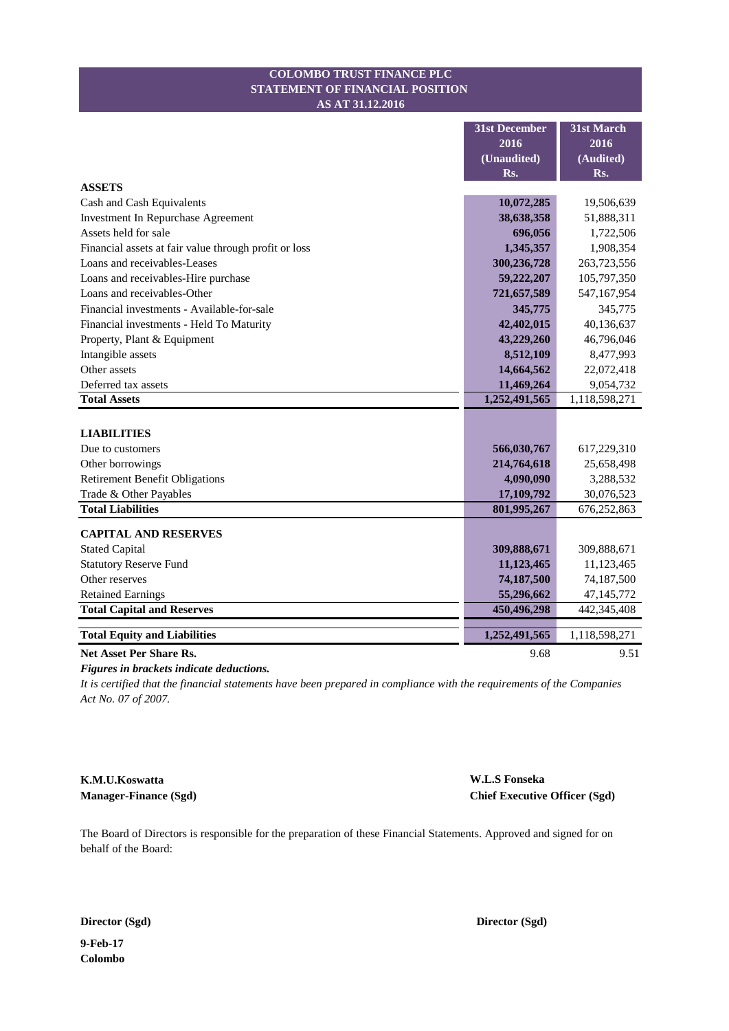# COLOMBO TRUST FINANCE PLC
## STATEMENT OF FINANCIAL POSITION
### AS AT 31.12.2016

| | 31st December 2016 (Unaudited) Rs. | 31st March 2016 (Audited) Rs. |
|---|---|---|
| **ASSETS** | | |
| Cash and Cash Equivalents | **10,072,285** | 19,506,639 |
| Investment In Repurchase Agreement | **38,638,358** | 51,888,311 |
| Assets held for sale | **696,056** | 1,722,506 |
| Financial assets at fair value through profit or loss | **1,345,357** | 1,908,354 |
| Loans and receivables-Leases | **300,236,728** | 263,723,556 |
| Loans and receivables-Hire purchase | **59,222,207** | 105,797,350 |
| Loans and receivables-Other | **721,657,589** | 547,167,954 |
| Financial investments - Available-for-sale | **345,775** | 345,775 |
| Financial investments - Held To Maturity | **42,402,015** | 40,136,637 |
| Property, Plant & Equipment | **43,229,260** | 46,796,046 |
| Intangible assets | **8,512,109** | 8,477,993 |
| Other assets | **14,664,562** | 22,072,418 |
| Deferred tax assets | **11,469,264** | 9,054,732 |
| **Total Assets** | **1,252,491,565** | 1,118,598,271 |
| | | |
| **LIABILITIES** | | |
| Due to customers | **566,030,767** | 617,229,310 |
| Other borrowings | **214,764,618** | 25,658,498 |
| Retirement Benefit Obligations | **4,090,090** | 3,288,532 |
| Trade & Other Payables | **17,109,792** | 30,076,523 |
| **Total Liabilities** | **801,995,267** | 676,252,863 |
| | | |
| **CAPITAL AND RESERVES** | | |
| Stated Capital | **309,888,671** | 309,888,671 |
| Statutory Reserve Fund | **11,123,465** | 11,123,465 |
| Other reserves | **74,187,500** | 74,187,500 |
| Retained Earnings | **55,296,662** | 47,145,772 |
| **Total Capital and Reserves** | **450,496,298** | 442,345,408 |
| | | |
| **Total Equity and Liabilities** | **1,252,491,565** | 1,118,598,271 |
| **Net Asset Per Share Rs.** | 9.68 | 9.51 |

***Figures in brackets indicate deductions.***

*It is certified that the financial statements have been prepared in compliance with the requirements of the Companies Act No. 07 of 2007.*

**K.M.U.Koswatta**
**Manager-Finance (Sgd)**

**W.L.S Fonseka**
**Chief Executive Officer (Sgd)**

The Board of Directors is responsible for the preparation of these Financial Statements. Approved and signed for on behalf of the Board:

**Director (Sgd)**

**Director (Sgd)**

**9-Feb-17**
**Colombo**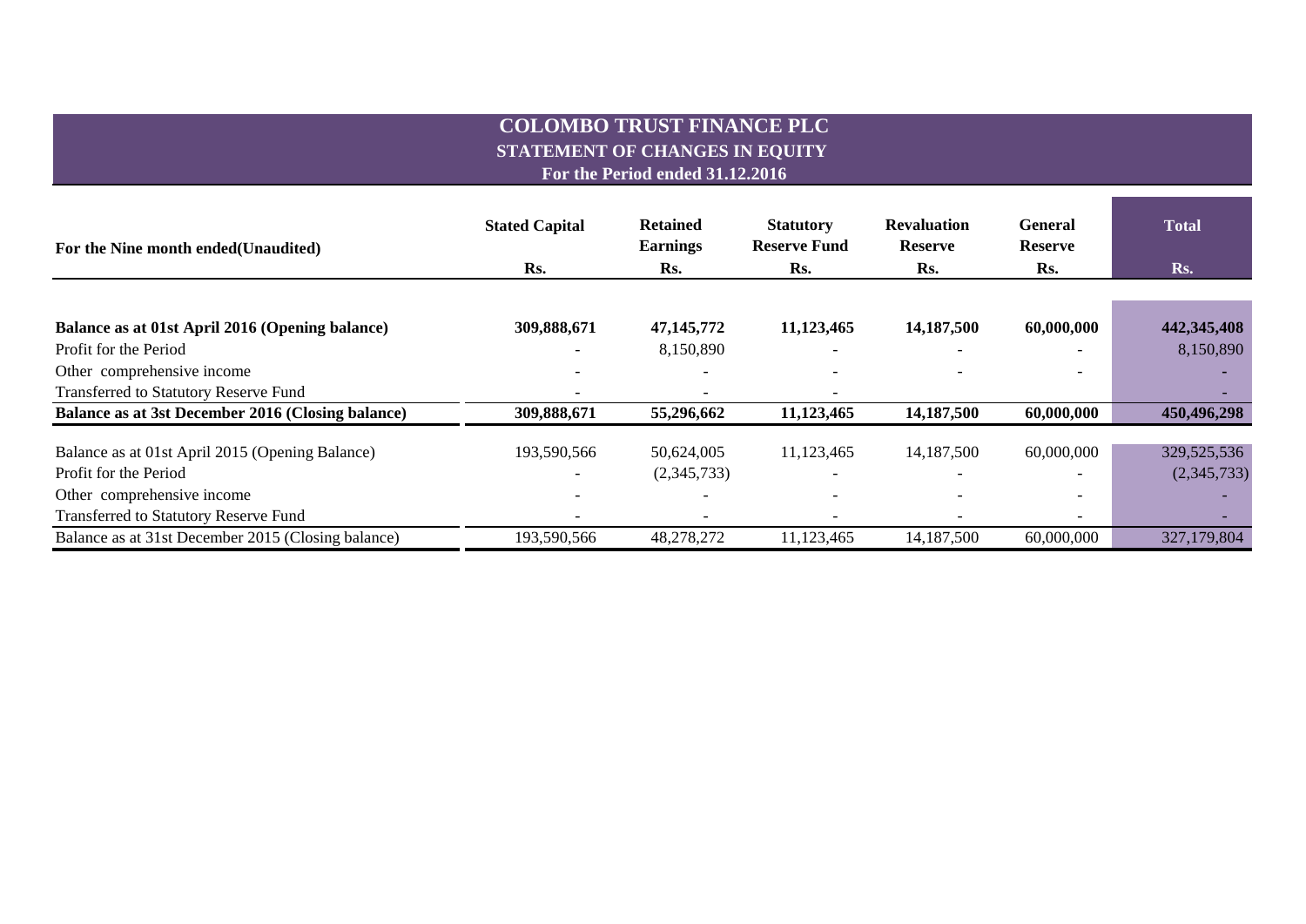# COLOMBO TRUST FINANCE PLC
## STATEMENT OF CHANGES IN EQUITY
### For the Period ended 31.12.2016

| For the Nine month ended(Unaudited) | Stated Capital | Retained Earnings | Statutory Reserve Fund | Revaluation Reserve | General Reserve | Total |
|---|---|---|---|---|---|---|
| | Rs. | Rs. | Rs. | Rs. | Rs. | Rs. |
| **Balance as at 01st April 2016 (Opening balance)** | **309,888,671** | **47,145,772** | **11,123,465** | **14,187,500** | **60,000,000** | **442,345,408** |
| Profit for the Period | - | 8,150,890 | - | - | - | 8,150,890 |
| Other comprehensive income | - | - | - | - | - | - |
| Transferred to Statutory Reserve Fund | - | - | - | | | - |
| **Balance as at 3st December 2016 (Closing balance)** | **309,888,671** | **55,296,662** | **11,123,465** | **14,187,500** | **60,000,000** | **450,496,298** |
| Balance as at 01st April 2015 (Opening Balance) | 193,590,566 | 50,624,005 | 11,123,465 | 14,187,500 | 60,000,000 | 329,525,536 |
| Profit for the Period | - | (2,345,733) | - | - | - | (2,345,733) |
| Other comprehensive income | - | - | - | - | - | - |
| Transferred to Statutory Reserve Fund | - | - | - | - | - | - |
| Balance as at 31st December 2015 (Closing balance) | 193,590,566 | 48,278,272 | 11,123,465 | 14,187,500 | 60,000,000 | 327,179,804 |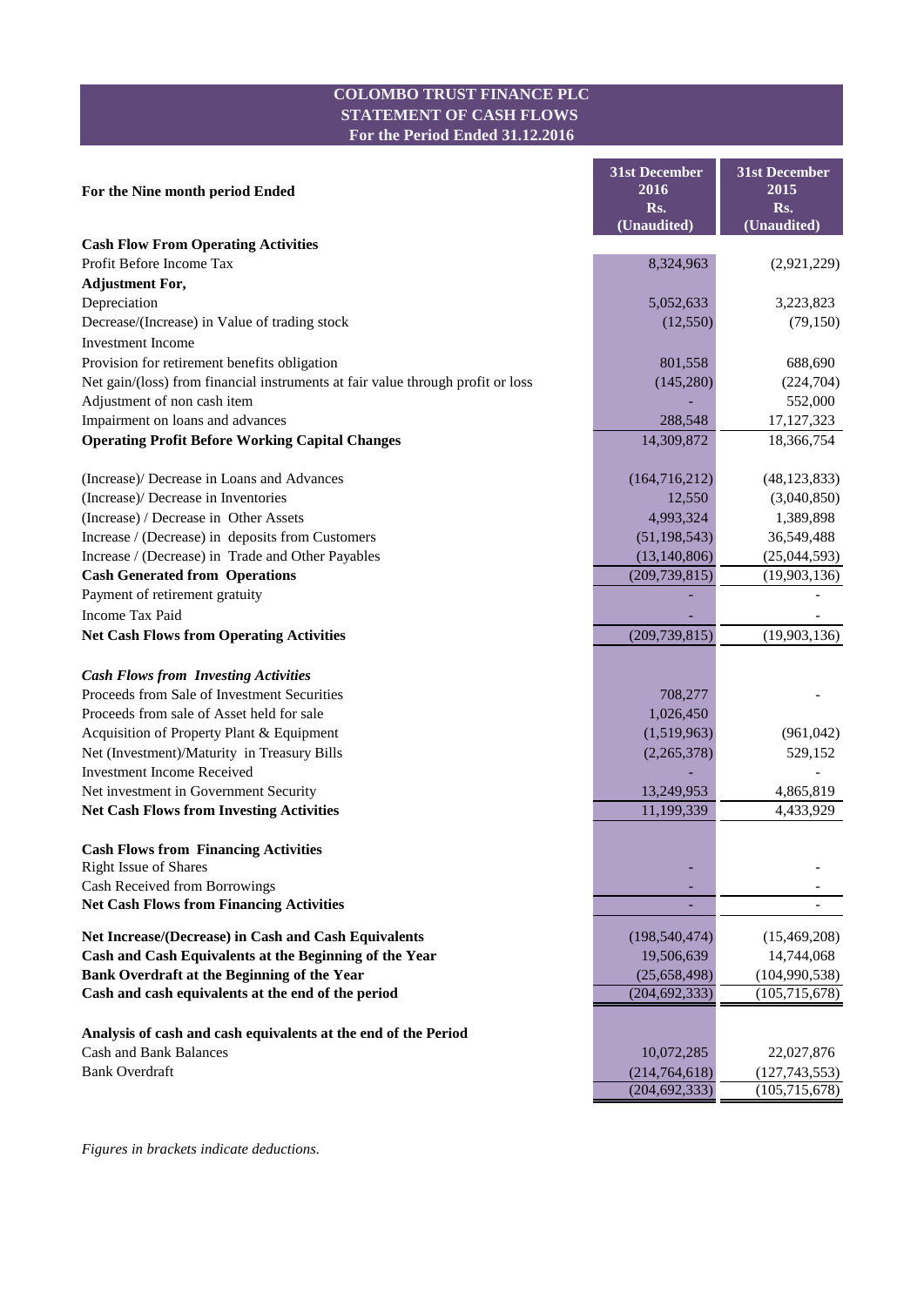# COLOMBO TRUST FINANCE PLC
## STATEMENT OF CASH FLOWS
### For the Period Ended 31.12.2016

| For the Nine month period Ended | 31st December 2016 Rs. (Unaudited) | 31st December 2015 Rs. (Unaudited) |
|---|---|---|
| **Cash Flow From Operating Activities** | | |
| Profit Before Income Tax | 8,324,963 | (2,921,229) |
| **Adjustment For,** | | |
| Depreciation | 5,052,633 | 3,223,823 |
| Decrease/(Increase) in Value of trading stock | (12,550) | (79,150) |
| Investment Income | | |
| Provision for retirement benefits obligation | 801,558 | 688,690 |
| Net gain/(loss) from financial instruments at fair value through profit or loss | (145,280) | (224,704) |
| Adjustment of non cash item | - | 552,000 |
| Impairment on loans and advances | 288,548 | 17,127,323 |
| **Operating Profit Before Working Capital Changes** | 14,309,872 | 18,366,754 |
| | | |
| (Increase)/ Decrease in Loans and Advances | (164,716,212) | (48,123,833) |
| (Increase)/ Decrease in Inventories | 12,550 | (3,040,850) |
| (Increase) / Decrease in Other Assets | 4,993,324 | 1,389,898 |
| Increase / (Decrease) in deposits from Customers | (51,198,543) | 36,549,488 |
| Increase / (Decrease) in Trade and Other Payables | (13,140,806) | (25,044,593) |
| **Cash Generated from Operations** | (209,739,815) | (19,903,136) |
| Payment of retirement gratuity | - | - |
| Income Tax Paid | - | - |
| **Net Cash Flows from Operating Activities** | (209,739,815) | (19,903,136) |
| | | |
| ***Cash Flows from Investing Activities*** | | |
| Proceeds from Sale of Investment Securities | 708,277 | - |
| Proceeds from sale of Asset held for sale | 1,026,450 | |
| Acquisition of Property Plant & Equipment | (1,519,963) | (961,042) |
| Net (Investment)/Maturity in Treasury Bills | (2,265,378) | 529,152 |
| Investment Income Received | - | - |
| Net investment in Government Security | 13,249,953 | 4,865,819 |
| **Net Cash Flows from Investing Activities** | 11,199,339 | 4,433,929 |
| | | |
| **Cash Flows from Financing Activities** | | |
| Right Issue of Shares | - | - |
| Cash Received from Borrowings | - | - |
| **Net Cash Flows from Financing Activities** | - | - |
| | | |
| **Net Increase/(Decrease) in Cash and Cash Equivalents** | (198,540,474) | (15,469,208) |
| **Cash and Cash Equivalents at the Beginning of the Year** | 19,506,639 | 14,744,068 |
| **Bank Overdraft at the Beginning of the Year** | (25,658,498) | (104,990,538) |
| **Cash and cash equivalents at the end of the period** | (204,692,333) | (105,715,678) |
| | | |
| **Analysis of cash and cash equivalents at the end of the Period** | | |
| Cash and Bank Balances | 10,072,285 | 22,027,876 |
| Bank Overdraft | (214,764,618) | (127,743,553) |
| | (204,692,333) | (105,715,678) |

*Figures in brackets indicate deductions.*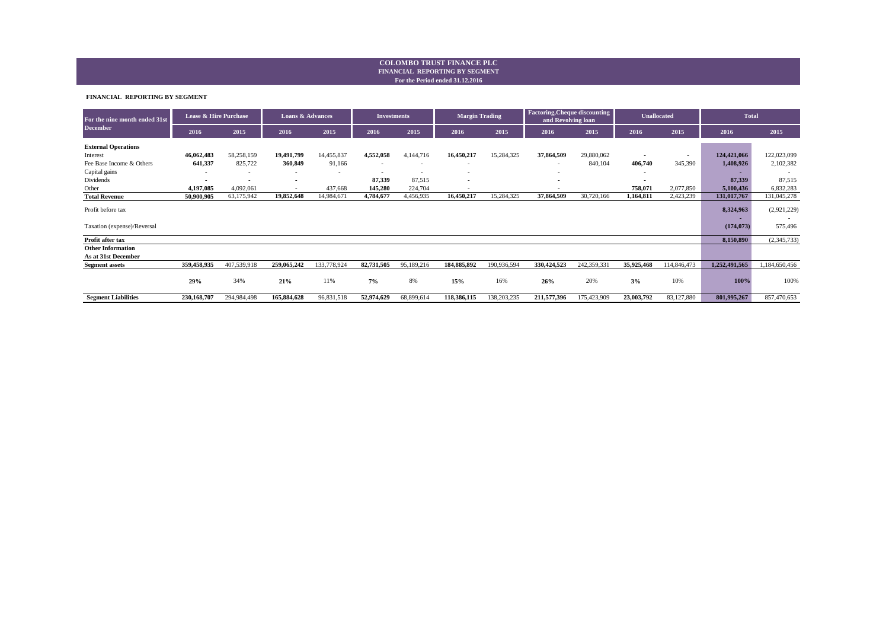# COLOMBO TRUST FINANCE PLC
## FINANCIAL REPORTING BY SEGMENT
### For the Period ended 31.12.2016

**FINANCIAL REPORTING BY SEGMENT**

| For the nine month ended 31st December | Lease & Hire Purchase | | Loans & Advances | | Investments | | Margin Trading | | Factoring,Cheque discounting and Revolving loan | | Unallocated | | Total | |
|---|---|---|---|---|---|---|---|---|---|---|---|---|---|---|
| | 2016 | 2015 | 2016 | 2015 | 2016 | 2015 | 2016 | 2015 | 2016 | 2015 | 2016 | 2015 | 2016 | 2015 |
| **External Operations** | | | | | | | | | | | | | | |
| Interest | **46,062,483** | 58,258,159 | **19,491,799** | 14,455,837 | **4,552,058** | 4,144,716 | **16,450,217** | 15,284,325 | **37,864,509** | 29,880,062 | - | - | **124,421,066** | 122,023,099 |
| Fee Base Income & Others | **641,337** | 825,722 | **360,849** | 91,166 | - | - | - | | - | 840,104 | **406,740** | 345,390 | **1,408,926** | 2,102,382 |
| Capital gains | - | - | - | - | - | - | - | | - | | - | | - | - |
| Dividends | - | - | - | | **87,339** | 87,515 | - | | - | | - | | **87,339** | 87,515 |
| Other | **4,197,085** | 4,092,061 | - | 437,668 | **145,280** | 224,704 | - | | - | | **758,071** | 2,077,850 | **5,100,436** | 6,832,283 |
| **Total Revenue** | **50,900,905** | 63,175,942 | **19,852,648** | 14,984,671 | **4,784,677** | 4,456,935 | **16,450,217** | 15,284,325 | **37,864,509** | 30,720,166 | **1,164,811** | 2,423,239 | **131,017,767** | 131,045,278 |
| Profit before tax | | | | | | | | | | | | | **8,324,963** | (2,921,229) |
| | | | | | | | | | | | | | - | - |
| Taxation (expense)/Reversal | | | | | | | | | | | | | **(174,073)** | 575,496 |
| **Profit after tax** | | | | | | | | | | | | | **8,150,890** | (2,345,733) |
| **Other Information** | | | | | | | | | | | | | | |
| **As at 31st December** | | | | | | | | | | | | | | |
| **Segment assets** | **359,458,935** | 407,539,918 | **259,065,242** | 133,778,924 | **82,731,505** | 95,189,216 | **184,885,892** | 190,936,594 | **330,424,523** | 242,359,331 | **35,925,468** | 114,846,473 | **1,252,491,565** | 1,184,650,456 |
| | **29%** | 34% | **21%** | 11% | **7%** | 8% | **15%** | 16% | **26%** | 20% | **3%** | 10% | **100%** | 100% |
| **Segment Liabilities** | **230,168,707** | 294,984,498 | **165,884,628** | 96,831,518 | **52,974,629** | 68,899,614 | **118,386,115** | 138,203,235 | **211,577,396** | 175,423,909 | **23,003,792** | 83,127,880 | **801,995,267** | 857,470,653 |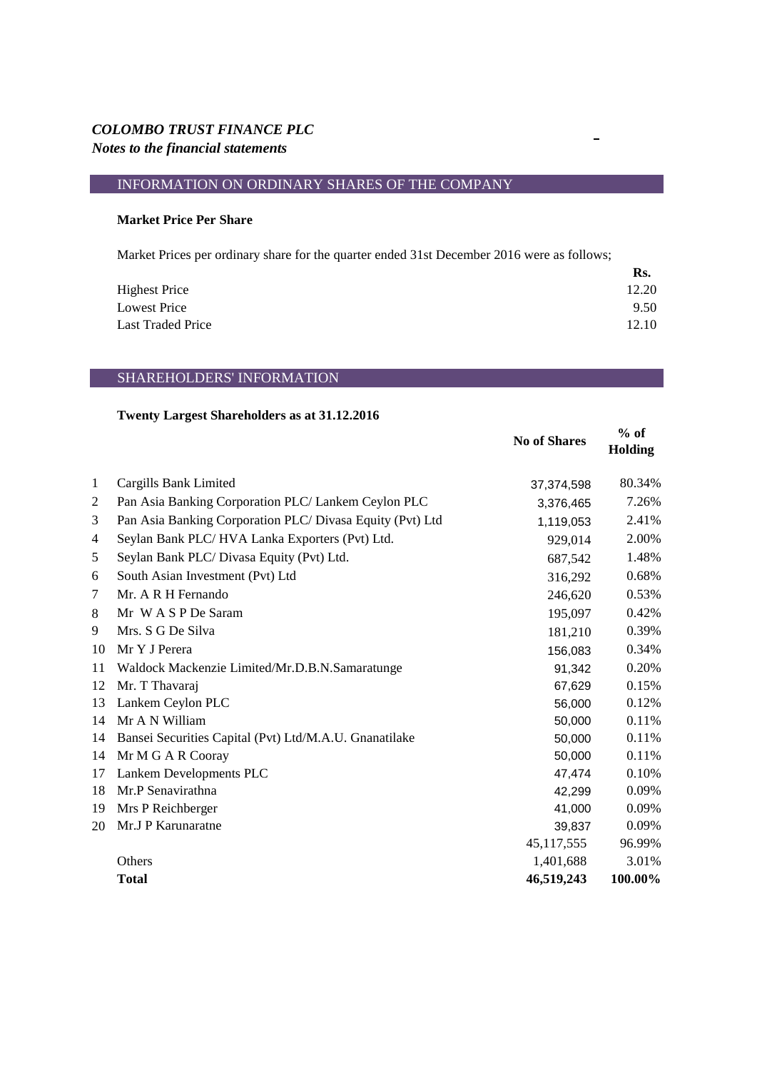***COLOMBO TRUST FINANCE PLC***

***Notes to the financial statements***

## INFORMATION ON ORDINARY SHARES OF THE COMPANY

**Market Price Per Share**

Market Prices per ordinary share for the quarter ended 31st December 2016 were as follows;

| | **Rs.** |
|---|---|
| Highest Price | 12.20 |
| Lowest Price | 9.50 |
| Last Traded Price | 12.10 |

## SHAREHOLDERS' INFORMATION

**Twenty Largest Shareholders as at 31.12.2016**

| | | **No of Shares** | **% of Holding** |
|---|---|---|---|
| 1 | Cargills Bank Limited | 37,374,598 | 80.34% |
| 2 | Pan Asia Banking Corporation PLC/ Lankem Ceylon PLC | 3,376,465 | 7.26% |
| 3 | Pan Asia Banking Corporation PLC/ Divasa Equity (Pvt) Ltd | 1,119,053 | 2.41% |
| 4 | Seylan Bank PLC/ HVA Lanka Exporters (Pvt) Ltd. | 929,014 | 2.00% |
| 5 | Seylan Bank PLC/ Divasa Equity (Pvt) Ltd. | 687,542 | 1.48% |
| 6 | South Asian Investment (Pvt) Ltd | 316,292 | 0.68% |
| 7 | Mr. A R H Fernando | 246,620 | 0.53% |
| 8 | Mr W A S P De Saram | 195,097 | 0.42% |
| 9 | Mrs. S G De Silva | 181,210 | 0.39% |
| 10 | Mr Y J Perera | 156,083 | 0.34% |
| 11 | Waldock Mackenzie Limited/Mr.D.B.N.Samaratunge | 91,342 | 0.20% |
| 12 | Mr. T Thavaraj | 67,629 | 0.15% |
| 13 | Lankem Ceylon PLC | 56,000 | 0.12% |
| 14 | Mr A N William | 50,000 | 0.11% |
| 14 | Bansei Securities Capital (Pvt) Ltd/M.A.U. Gnanatilake | 50,000 | 0.11% |
| 14 | Mr M G A R Cooray | 50,000 | 0.11% |
| 17 | Lankem Developments PLC | 47,474 | 0.10% |
| 18 | Mr.P Senavirathna | 42,299 | 0.09% |
| 19 | Mrs P Reichberger | 41,000 | 0.09% |
| 20 | Mr.J P Karunaratne | 39,837 | 0.09% |
| | | 45,117,555 | 96.99% |
| | Others | 1,401,688 | 3.01% |
| | **Total** | **46,519,243** | **100.00%** |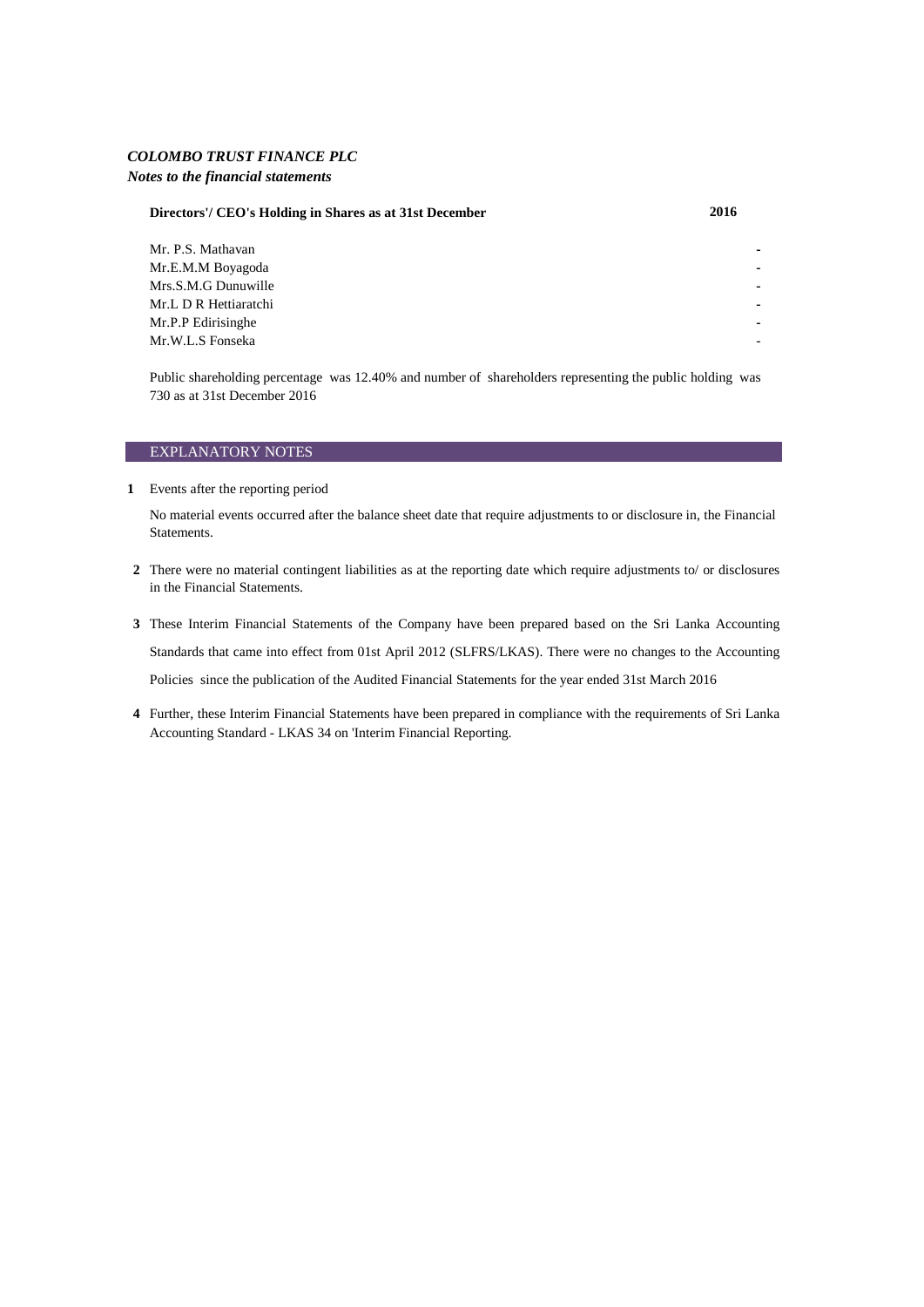***COLOMBO TRUST FINANCE PLC***

***Notes to the financial statements***

| **Directors'/ CEO's Holding in Shares as at 31st December** | **2016** |
|---|---|
| Mr. P.S. Mathavan | - |
| Mr.E.M.M Boyagoda | - |
| Mrs.S.M.G Dunuwille | - |
| Mr.L D R Hettiaratchi | - |
| Mr.P.P Edirisinghe | - |
| Mr.W.L.S Fonseka | - |

Public shareholding percentage was 12.40% and number of shareholders representing the public holding was 730 as at 31st December 2016

## EXPLANATORY NOTES

**1** Events after the reporting period

No material events occurred after the balance sheet date that require adjustments to or disclosure in, the Financial Statements.

**2** There were no material contingent liabilities as at the reporting date which require adjustments to/ or disclosures in the Financial Statements.

**3** These Interim Financial Statements of the Company have been prepared based on the Sri Lanka Accounting Standards that came into effect from 01st April 2012 (SLFRS/LKAS). There were no changes to the Accounting Policies since the publication of the Audited Financial Statements for the year ended 31st March 2016

**4** Further, these Interim Financial Statements have been prepared in compliance with the requirements of Sri Lanka Accounting Standard - LKAS 34 on 'Interim Financial Reporting.